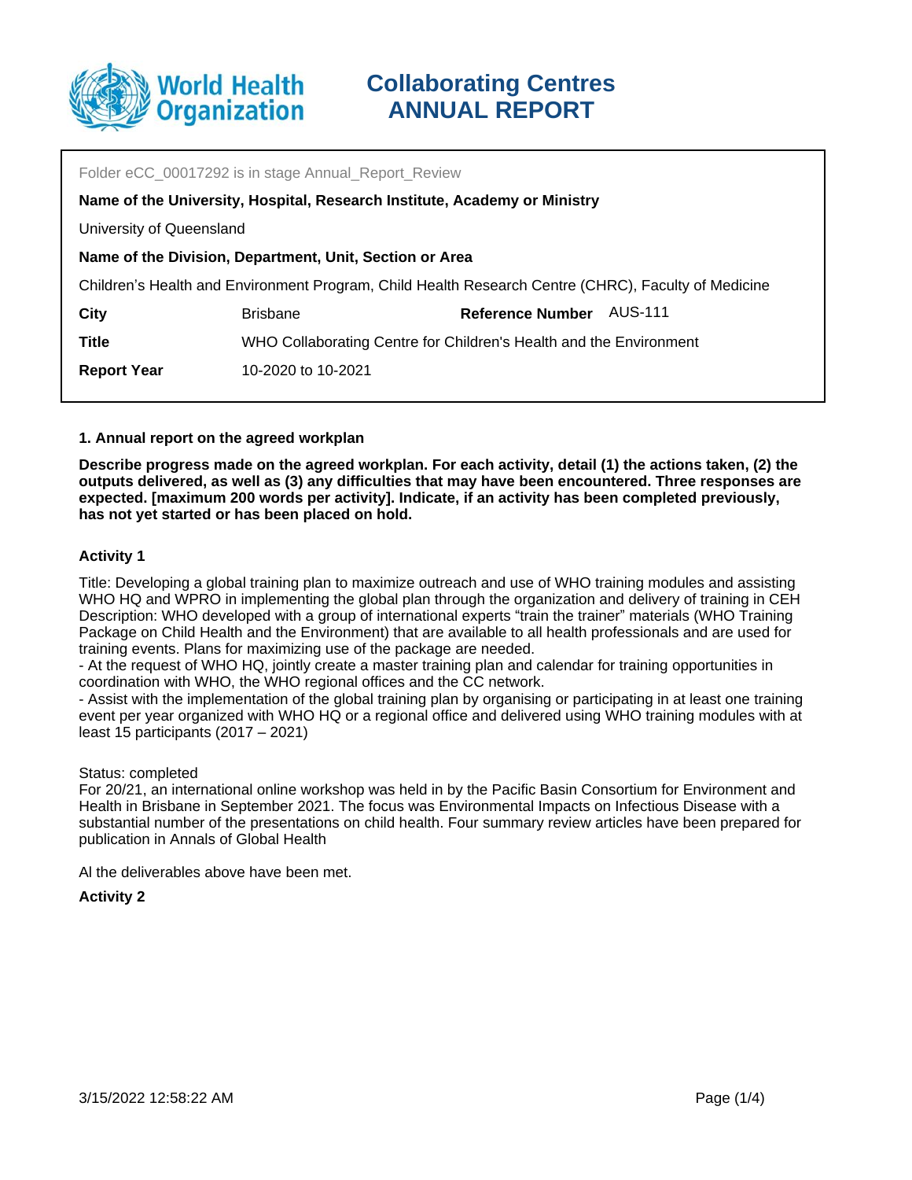# Collaborating Centres ANNUAL REPORT

Folder eCC_00017292 is in stage Annual_Report_Review

**Name of the University, Hospital, Research Institute, Academy or Ministry**

University of Queensland

**Name of the Division, Department, Unit, Section or Area**

Children's Health and Environment Program, Child Health Research Centre (CHRC), Faculty of Medicine

| | | | |
|---|---|---|---|
| **City** | Brisbane | **Reference Number** | AUS-111 |
| **Title** | WHO Collaborating Centre for Children's Health and the Environment | | |
| **Report Year** | 10-2020 to 10-2021 | | |

### 1. Annual report on the agreed workplan

**Describe progress made on the agreed workplan. For each activity, detail (1) the actions taken, (2) the outputs delivered, as well as (3) any difficulties that may have been encountered. Three responses are expected. [maximum 200 words per activity]. Indicate, if an activity has been completed previously, has not yet started or has been placed on hold.**

#### Activity 1

Title: Developing a global training plan to maximize outreach and use of WHO training modules and assisting WHO HQ and WPRO in implementing the global plan through the organization and delivery of training in CEH
Description: WHO developed with a group of international experts "train the trainer" materials (WHO Training Package on Child Health and the Environment) that are available to all health professionals and are used for training events. Plans for maximizing use of the package are needed.
- At the request of WHO HQ, jointly create a master training plan and calendar for training opportunities in coordination with WHO, the WHO regional offices and the CC network.
- Assist with the implementation of the global training plan by organising or participating in at least one training event per year organized with WHO HQ or a regional office and delivered using WHO training modules with at least 15 participants (2017 – 2021)

Status: completed
For 20/21, an international online workshop was held in by the Pacific Basin Consortium for Environment and Health in Brisbane in September 2021. The focus was Environmental Impacts on Infectious Disease with a substantial number of the presentations on child health. Four summary review articles have been prepared for publication in Annals of Global Health

Al the deliverables above have been met.

#### Activity 2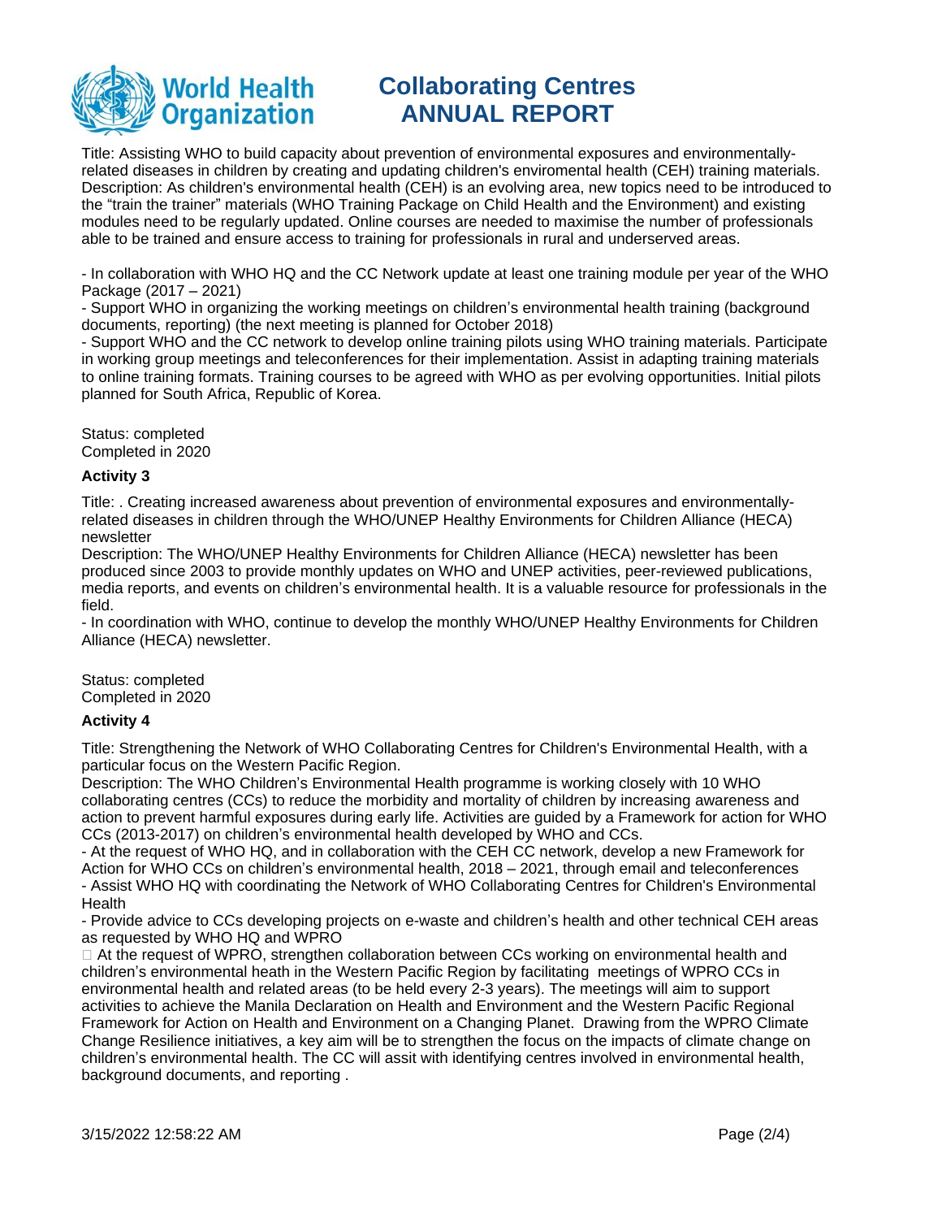Title: Assisting WHO to build capacity about prevention of environmental exposures and environmentally-related diseases in children by creating and updating children's enviromental health (CEH) training materials.
Description: As children's environmental health (CEH) is an evolving area, new topics need to be introduced to the "train the trainer" materials (WHO Training Package on Child Health and the Environment) and existing modules need to be regularly updated. Online courses are needed to maximise the number of professionals able to be trained and ensure access to training for professionals in rural and underserved areas.

- In collaboration with WHO HQ and the CC Network update at least one training module per year of the WHO Package (2017 – 2021)
- Support WHO in organizing the working meetings on children's environmental health training (background documents, reporting) (the next meeting is planned for October 2018)
- Support WHO and the CC network to develop online training pilots using WHO training materials. Participate in working group meetings and teleconferences for their implementation. Assist in adapting training materials to online training formats. Training courses to be agreed with WHO as per evolving opportunities. Initial pilots planned for South Africa, Republic of Korea.

Status: completed
Completed in 2020

**Activity 3**

Title: . Creating increased awareness about prevention of environmental exposures and environmentally-related diseases in children through the WHO/UNEP Healthy Environments for Children Alliance (HECA) newsletter
Description: The WHO/UNEP Healthy Environments for Children Alliance (HECA) newsletter has been produced since 2003 to provide monthly updates on WHO and UNEP activities, peer-reviewed publications, media reports, and events on children's environmental health. It is a valuable resource for professionals in the field.
- In coordination with WHO, continue to develop the monthly WHO/UNEP Healthy Environments for Children Alliance (HECA) newsletter.

Status: completed
Completed in 2020

**Activity 4**

Title: Strengthening the Network of WHO Collaborating Centres for Children's Environmental Health, with a particular focus on the Western Pacific Region.
Description: The WHO Children's Environmental Health programme is working closely with 10 WHO collaborating centres (CCs) to reduce the morbidity and mortality of children by increasing awareness and action to prevent harmful exposures during early life. Activities are guided by a Framework for action for WHO CCs (2013-2017) on children's environmental health developed by WHO and CCs.
- At the request of WHO HQ, and in collaboration with the CEH CC network, develop a new Framework for Action for WHO CCs on children's environmental health, 2018 – 2021, through email and teleconferences
- Assist WHO HQ with coordinating the Network of WHO Collaborating Centres for Children's Environmental Health
- Provide advice to CCs developing projects on e-waste and children's health and other technical CEH areas as requested by WHO HQ and WPRO
 At the request of WPRO, strengthen collaboration between CCs working on environmental health and children's environmental heath in the Western Pacific Region by facilitating meetings of WPRO CCs in environmental health and related areas (to be held every 2-3 years). The meetings will aim to support activities to achieve the Manila Declaration on Health and Environment and the Western Pacific Regional Framework for Action on Health and Environment on a Changing Planet. Drawing from the WPRO Climate Change Resilience initiatives, a key aim will be to strengthen the focus on the impacts of climate change on children's environmental health. The CC will assit with identifying centres involved in environmental health, background documents, and reporting .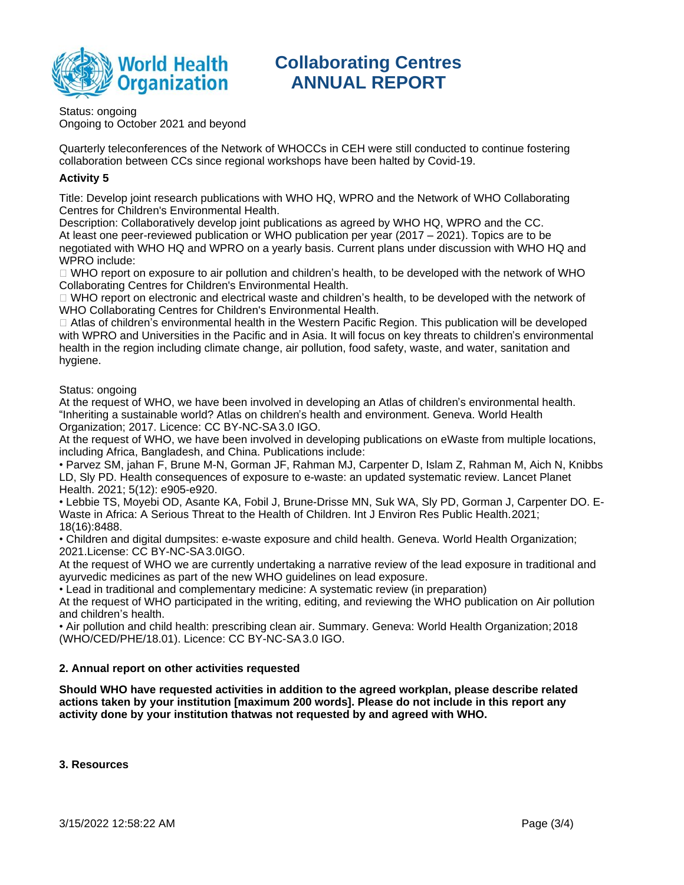Status: ongoing
Ongoing to October 2021 and beyond

Quarterly teleconferences of the Network of WHOCCs in CEH were still conducted to continue fostering collaboration between CCs since regional workshops have been halted by Covid-19.

### Activity 5

Title: Develop joint research publications with WHO HQ, WPRO and the Network of WHO Collaborating Centres for Children's Environmental Health.
Description: Collaboratively develop joint publications as agreed by WHO HQ, WPRO and the CC.
At least one peer-reviewed publication or WHO publication per year (2017 – 2021). Topics are to be negotiated with WHO HQ and WPRO on a yearly basis. Current plans under discussion with WHO HQ and WPRO include:
- WHO report on exposure to air pollution and children's health, to be developed with the network of WHO Collaborating Centres for Children's Environmental Health.
- WHO report on electronic and electrical waste and children's health, to be developed with the network of WHO Collaborating Centres for Children's Environmental Health.
- Atlas of children's environmental health in the Western Pacific Region. This publication will be developed with WPRO and Universities in the Pacific and in Asia. It will focus on key threats to children's environmental health in the region including climate change, air pollution, food safety, waste, and water, sanitation and hygiene.

Status: ongoing
At the request of WHO, we have been involved in developing an Atlas of children's environmental health. "Inheriting a sustainable world? Atlas on children's health and environment. Geneva. World Health Organization; 2017. Licence: CC BY-NC-SA 3.0 IGO.
At the request of WHO, we have been involved in developing publications on eWaste from multiple locations, including Africa, Bangladesh, and China. Publications include:
• Parvez SM, jahan F, Brune M-N, Gorman JF, Rahman MJ, Carpenter D, Islam Z, Rahman M, Aich N, Knibbs LD, Sly PD. Health consequences of exposure to e-waste: an updated systematic review. Lancet Planet Health. 2021; 5(12): e905-e920.
• Lebbie TS, Moyebi OD, Asante KA, Fobil J, Brune-Drisse MN, Suk WA, Sly PD, Gorman J, Carpenter DO. E-Waste in Africa: A Serious Threat to the Health of Children. Int J Environ Res Public Health. 2021; 18(16):8488.
• Children and digital dumpsites: e-waste exposure and child health. Geneva. World Health Organization; 2021.License: CC BY-NC-SA 3.0IGO.
At the request of WHO we are currently undertaking a narrative review of the lead exposure in traditional and ayurvedic medicines as part of the new WHO guidelines on lead exposure.
• Lead in traditional and complementary medicine: A systematic review (in preparation)
At the request of WHO participated in the writing, editing, and reviewing the WHO publication on Air pollution and children's health.
• Air pollution and child health: prescribing clean air. Summary. Geneva: World Health Organization; 2018 (WHO/CED/PHE/18.01). Licence: CC BY-NC-SA 3.0 IGO.

## 2. Annual report on other activities requested

**Should WHO have requested activities in addition to the agreed workplan, please describe related actions taken by your institution [maximum 200 words]. Please do not include in this report any activity done by your institution thatwas not requested by and agreed with WHO.**

## 3. Resources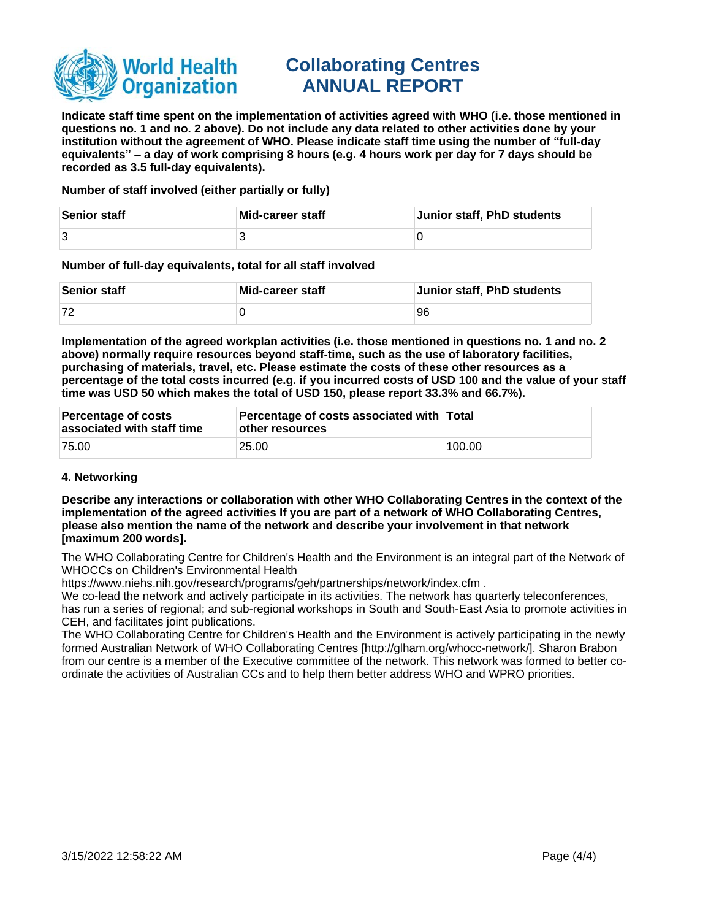**Indicate staff time spent on the implementation of activities agreed with WHO (i.e. those mentioned in questions no. 1 and no. 2 above). Do not include any data related to other activities done by your institution without the agreement of WHO. Please indicate staff time using the number of "full-day equivalents" – a day of work comprising 8 hours (e.g. 4 hours work per day for 7 days should be recorded as 3.5 full-day equivalents).**

**Number of staff involved (either partially or fully)**

| Senior staff | Mid-career staff | Junior staff, PhD students |
|---|---|---|
| 3 | 3 | 0 |

**Number of full-day equivalents, total for all staff involved**

| Senior staff | Mid-career staff | Junior staff, PhD students |
|---|---|---|
| 72 | 0 | 96 |

**Implementation of the agreed workplan activities (i.e. those mentioned in questions no. 1 and no. 2 above) normally require resources beyond staff-time, such as the use of laboratory facilities, purchasing of materials, travel, etc. Please estimate the costs of these other resources as a percentage of the total costs incurred (e.g. if you incurred costs of USD 100 and the value of your staff time was USD 50 which makes the total of USD 150, please report 33.3% and 66.7%).**

| Percentage of costs associated with staff time | Percentage of costs associated with other resources | Total |
|---|---|---|
| 75.00 | 25.00 | 100.00 |

**4. Networking**

**Describe any interactions or collaboration with other WHO Collaborating Centres in the context of the implementation of the agreed activities If you are part of a network of WHO Collaborating Centres, please also mention the name of the network and describe your involvement in that network [maximum 200 words].**

The WHO Collaborating Centre for Children's Health and the Environment is an integral part of the Network of WHOCCs on Children's Environmental Health
https://www.niehs.nih.gov/research/programs/geh/partnerships/network/index.cfm .
We co-lead the network and actively participate in its activities. The network has quarterly teleconferences, has run a series of regional; and sub-regional workshops in South and South-East Asia to promote activities in CEH, and facilitates joint publications.
The WHO Collaborating Centre for Children's Health and the Environment is actively participating in the newly formed Australian Network of WHO Collaborating Centres [http://glham.org/whocc-network/]. Sharon Brabon from our centre is a member of the Executive committee of the network. This network was formed to better co-ordinate the activities of Australian CCs and to help them better address WHO and WPRO priorities.